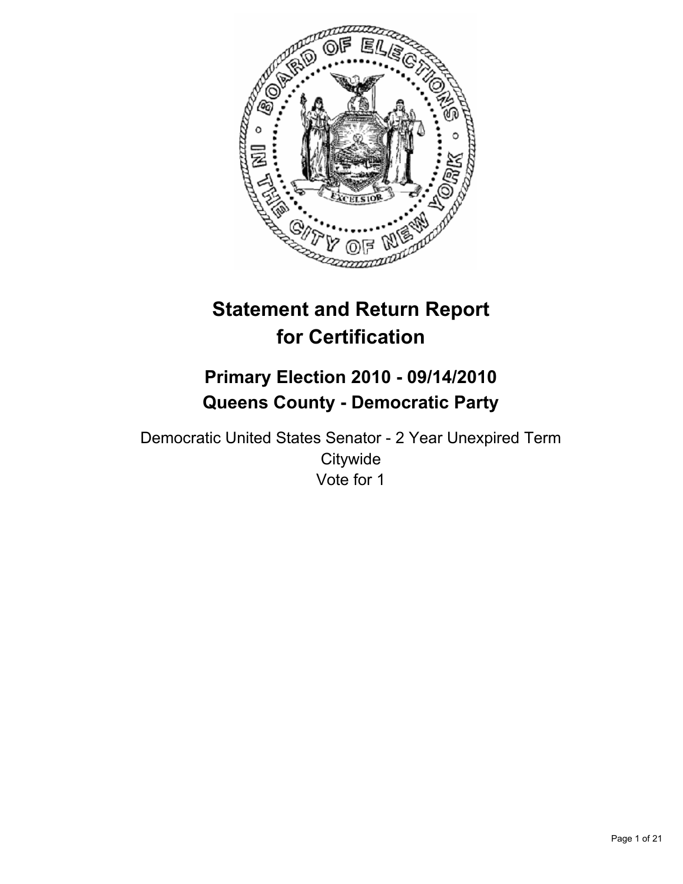# Statement and Return Report for Certification

## Primary Election 2010 - 09/14/2010
## Queens County - Democratic Party

Democratic United States Senator - 2 Year Unexpired Term
Citywide
Vote for 1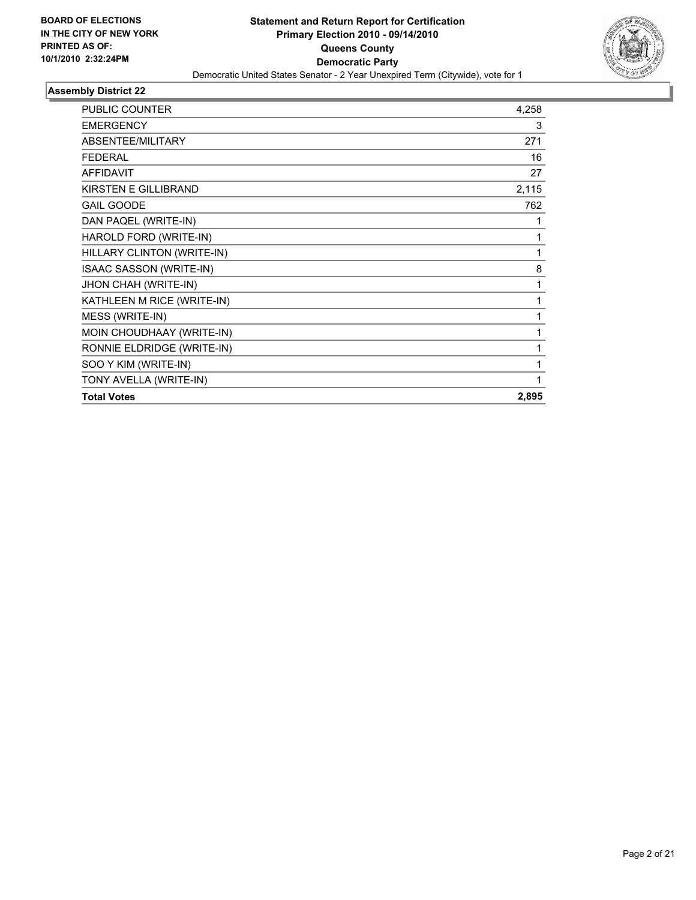**BOARD OF ELECTIONS IN THE CITY OF NEW YORK PRINTED AS OF: 10/1/2010 2:32:24PM**

**Statement and Return Report for Certification**
**Primary Election 2010 - 09/14/2010**
**Queens County**
**Democratic Party**
Democratic United States Senator - 2 Year Unexpired Term (Citywide), vote for 1

## Assembly District 22

| | |
|---|---|
| PUBLIC COUNTER | 4,258 |
| EMERGENCY | 3 |
| ABSENTEE/MILITARY | 271 |
| FEDERAL | 16 |
| AFFIDAVIT | 27 |
| KIRSTEN E GILLIBRAND | 2,115 |
| GAIL GOODE | 762 |
| DAN PAQEL (WRITE-IN) | 1 |
| HAROLD FORD (WRITE-IN) | 1 |
| HILLARY CLINTON (WRITE-IN) | 1 |
| ISAAC SASSON (WRITE-IN) | 8 |
| JHON CHAH (WRITE-IN) | 1 |
| KATHLEEN M RICE (WRITE-IN) | 1 |
| MESS (WRITE-IN) | 1 |
| MOIN CHOUDHAAY (WRITE-IN) | 1 |
| RONNIE ELDRIDGE (WRITE-IN) | 1 |
| SOO Y KIM (WRITE-IN) | 1 |
| TONY AVELLA (WRITE-IN) | 1 |
| **Total Votes** | **2,895** |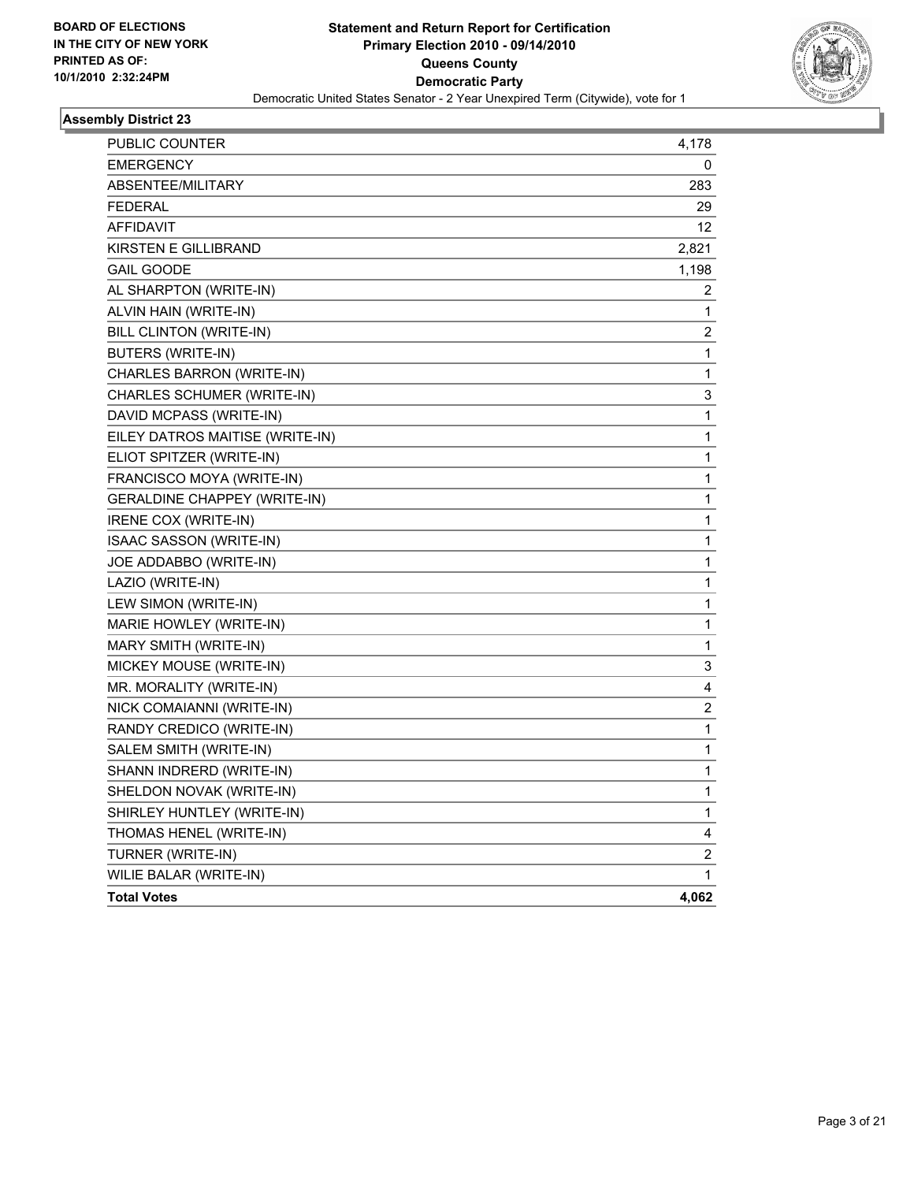BOARD OF ELECTIONS
IN THE CITY OF NEW YORK
PRINTED AS OF:
10/1/2010 2:32:24PM

**Statement and Return Report for Certification**
**Primary Election 2010 - 09/14/2010**
**Queens County**
**Democratic Party**
Democratic United States Senator - 2 Year Unexpired Term (Citywide), vote for 1

## Assembly District 23

| | |
|---|---|
| PUBLIC COUNTER | 4,178 |
| EMERGENCY | 0 |
| ABSENTEE/MILITARY | 283 |
| FEDERAL | 29 |
| AFFIDAVIT | 12 |
| KIRSTEN E GILLIBRAND | 2,821 |
| GAIL GOODE | 1,198 |
| AL SHARPTON (WRITE-IN) | 2 |
| ALVIN HAIN (WRITE-IN) | 1 |
| BILL CLINTON (WRITE-IN) | 2 |
| BUTERS (WRITE-IN) | 1 |
| CHARLES BARRON (WRITE-IN) | 1 |
| CHARLES SCHUMER (WRITE-IN) | 3 |
| DAVID MCPASS (WRITE-IN) | 1 |
| EILEY DATROS MAITISE (WRITE-IN) | 1 |
| ELIOT SPITZER (WRITE-IN) | 1 |
| FRANCISCO MOYA (WRITE-IN) | 1 |
| GERALDINE CHAPPEY (WRITE-IN) | 1 |
| IRENE COX (WRITE-IN) | 1 |
| ISAAC SASSON (WRITE-IN) | 1 |
| JOE ADDABBO (WRITE-IN) | 1 |
| LAZIO (WRITE-IN) | 1 |
| LEW SIMON (WRITE-IN) | 1 |
| MARIE HOWLEY (WRITE-IN) | 1 |
| MARY SMITH (WRITE-IN) | 1 |
| MICKEY MOUSE (WRITE-IN) | 3 |
| MR. MORALITY (WRITE-IN) | 4 |
| NICK COMAIANNI (WRITE-IN) | 2 |
| RANDY CREDICO (WRITE-IN) | 1 |
| SALEM SMITH (WRITE-IN) | 1 |
| SHANN INDRERD (WRITE-IN) | 1 |
| SHELDON NOVAK (WRITE-IN) | 1 |
| SHIRLEY HUNTLEY (WRITE-IN) | 1 |
| THOMAS HENEL (WRITE-IN) | 4 |
| TURNER (WRITE-IN) | 2 |
| WILIE BALAR (WRITE-IN) | 1 |
| **Total Votes** | **4,062** |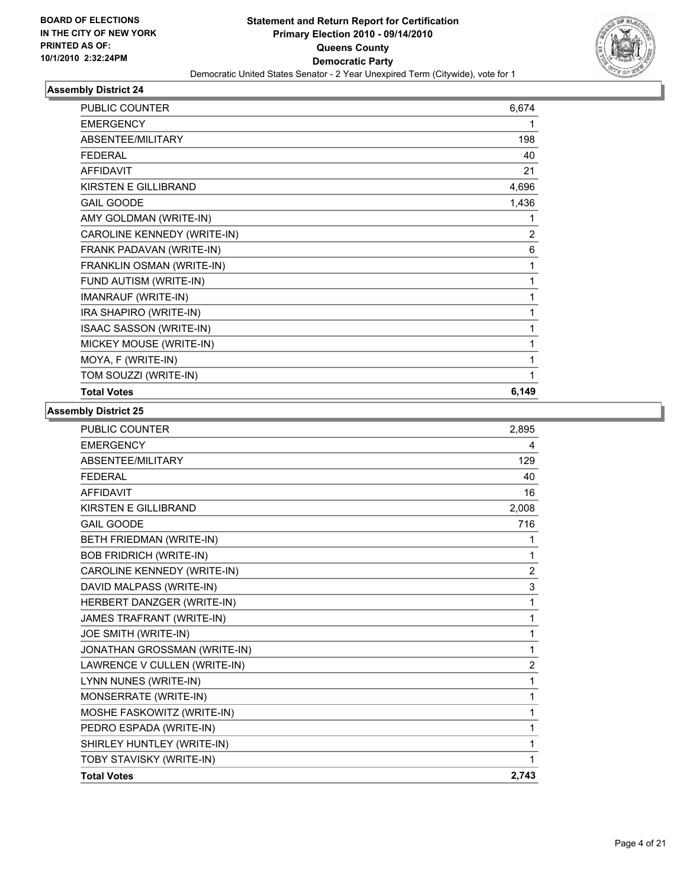BOARD OF ELECTIONS
IN THE CITY OF NEW YORK
PRINTED AS OF:
10/1/2010 2:32:24PM

**Statement and Return Report for Certification**
**Primary Election 2010 - 09/14/2010**
**Queens County**
**Democratic Party**
Democratic United States Senator - 2 Year Unexpired Term (Citywide), vote for 1

### Assembly District 24

| | |
|---|---|
| PUBLIC COUNTER | 6,674 |
| EMERGENCY | 1 |
| ABSENTEE/MILITARY | 198 |
| FEDERAL | 40 |
| AFFIDAVIT | 21 |
| KIRSTEN E GILLIBRAND | 4,696 |
| GAIL GOODE | 1,436 |
| AMY GOLDMAN (WRITE-IN) | 1 |
| CAROLINE KENNEDY (WRITE-IN) | 2 |
| FRANK PADAVAN (WRITE-IN) | 6 |
| FRANKLIN OSMAN (WRITE-IN) | 1 |
| FUND AUTISM (WRITE-IN) | 1 |
| IMANRAUF (WRITE-IN) | 1 |
| IRA SHAPIRO (WRITE-IN) | 1 |
| ISAAC SASSON (WRITE-IN) | 1 |
| MICKEY MOUSE (WRITE-IN) | 1 |
| MOYA, F (WRITE-IN) | 1 |
| TOM SOUZZI (WRITE-IN) | 1 |
| **Total Votes** | **6,149** |

### Assembly District 25

| | |
|---|---|
| PUBLIC COUNTER | 2,895 |
| EMERGENCY | 4 |
| ABSENTEE/MILITARY | 129 |
| FEDERAL | 40 |
| AFFIDAVIT | 16 |
| KIRSTEN E GILLIBRAND | 2,008 |
| GAIL GOODE | 716 |
| BETH FRIEDMAN (WRITE-IN) | 1 |
| BOB FRIDRICH (WRITE-IN) | 1 |
| CAROLINE KENNEDY (WRITE-IN) | 2 |
| DAVID MALPASS (WRITE-IN) | 3 |
| HERBERT DANZGER (WRITE-IN) | 1 |
| JAMES TRAFRANT (WRITE-IN) | 1 |
| JOE SMITH (WRITE-IN) | 1 |
| JONATHAN GROSSMAN (WRITE-IN) | 1 |
| LAWRENCE V CULLEN (WRITE-IN) | 2 |
| LYNN NUNES (WRITE-IN) | 1 |
| MONSERRATE (WRITE-IN) | 1 |
| MOSHE FASKOWITZ (WRITE-IN) | 1 |
| PEDRO ESPADA (WRITE-IN) | 1 |
| SHIRLEY HUNTLEY (WRITE-IN) | 1 |
| TOBY STAVISKY (WRITE-IN) | 1 |
| **Total Votes** | **2,743** |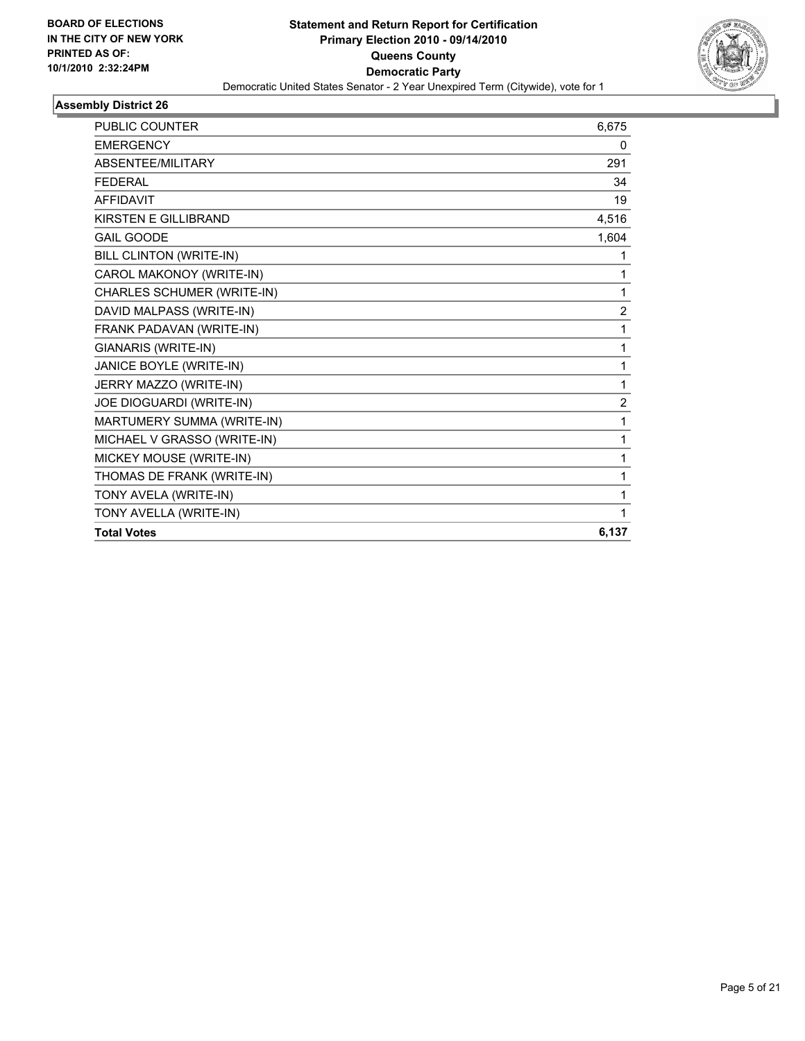**BOARD OF ELECTIONS IN THE CITY OF NEW YORK PRINTED AS OF: 10/1/2010 2:32:24PM**

# Statement and Return Report for Certification
## Primary Election 2010 - 09/14/2010
## Queens County
## Democratic Party

Democratic United States Senator - 2 Year Unexpired Term (Citywide), vote for 1

### Assembly District 26

| | |
|---|---|
| PUBLIC COUNTER | 6,675 |
| EMERGENCY | 0 |
| ABSENTEE/MILITARY | 291 |
| FEDERAL | 34 |
| AFFIDAVIT | 19 |
| KIRSTEN E GILLIBRAND | 4,516 |
| GAIL GOODE | 1,604 |
| BILL CLINTON (WRITE-IN) | 1 |
| CAROL MAKONOY (WRITE-IN) | 1 |
| CHARLES SCHUMER (WRITE-IN) | 1 |
| DAVID MALPASS (WRITE-IN) | 2 |
| FRANK PADAVAN (WRITE-IN) | 1 |
| GIANARIS (WRITE-IN) | 1 |
| JANICE BOYLE (WRITE-IN) | 1 |
| JERRY MAZZO (WRITE-IN) | 1 |
| JOE DIOGUARDI (WRITE-IN) | 2 |
| MARTUMERY SUMMA (WRITE-IN) | 1 |
| MICHAEL V GRASSO (WRITE-IN) | 1 |
| MICKEY MOUSE (WRITE-IN) | 1 |
| THOMAS DE FRANK (WRITE-IN) | 1 |
| TONY AVELA (WRITE-IN) | 1 |
| TONY AVELLA (WRITE-IN) | 1 |
| **Total Votes** | **6,137** |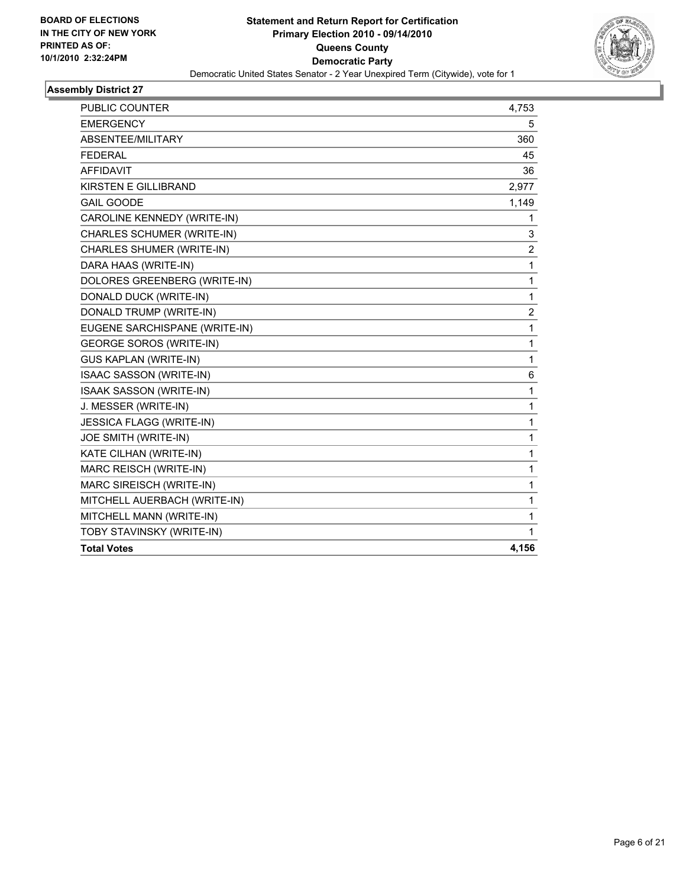**BOARD OF ELECTIONS IN THE CITY OF NEW YORK PRINTED AS OF: 10/1/2010 2:32:24PM**

# Statement and Return Report for Certification
## Primary Election 2010 - 09/14/2010
## Queens County
## Democratic Party

Democratic United States Senator - 2 Year Unexpired Term (Citywide), vote for 1

### Assembly District 27

| | |
|---|---|
| PUBLIC COUNTER | 4,753 |
| EMERGENCY | 5 |
| ABSENTEE/MILITARY | 360 |
| FEDERAL | 45 |
| AFFIDAVIT | 36 |
| KIRSTEN E GILLIBRAND | 2,977 |
| GAIL GOODE | 1,149 |
| CAROLINE KENNEDY (WRITE-IN) | 1 |
| CHARLES SCHUMER (WRITE-IN) | 3 |
| CHARLES SHUMER (WRITE-IN) | 2 |
| DARA HAAS (WRITE-IN) | 1 |
| DOLORES GREENBERG (WRITE-IN) | 1 |
| DONALD DUCK (WRITE-IN) | 1 |
| DONALD TRUMP (WRITE-IN) | 2 |
| EUGENE SARCHISPANE (WRITE-IN) | 1 |
| GEORGE SOROS (WRITE-IN) | 1 |
| GUS KAPLAN (WRITE-IN) | 1 |
| ISAAC SASSON (WRITE-IN) | 6 |
| ISAAK SASSON (WRITE-IN) | 1 |
| J. MESSER (WRITE-IN) | 1 |
| JESSICA FLAGG (WRITE-IN) | 1 |
| JOE SMITH (WRITE-IN) | 1 |
| KATE CILHAN (WRITE-IN) | 1 |
| MARC REISCH (WRITE-IN) | 1 |
| MARC SIREISCH (WRITE-IN) | 1 |
| MITCHELL AUERBACH (WRITE-IN) | 1 |
| MITCHELL MANN (WRITE-IN) | 1 |
| TOBY STAVINSKY (WRITE-IN) | 1 |
| **Total Votes** | **4,156** |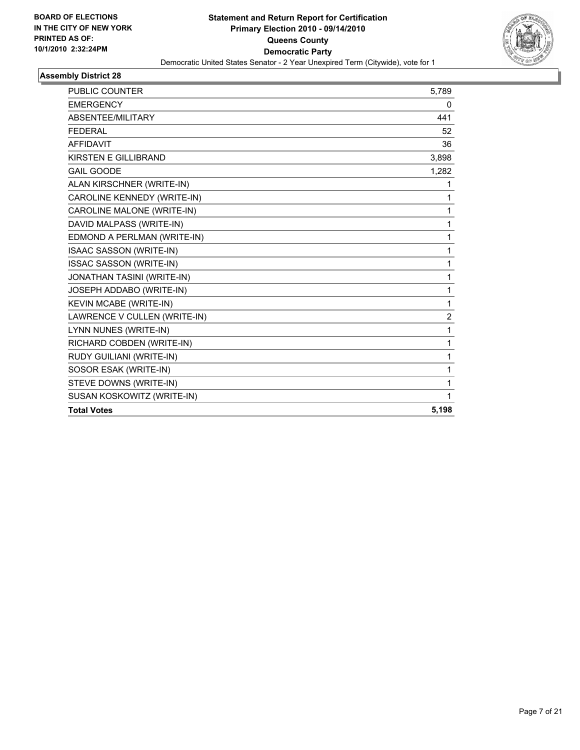**BOARD OF ELECTIONS IN THE CITY OF NEW YORK PRINTED AS OF: 10/1/2010 2:32:24PM**

# Statement and Return Report for Certification
## Primary Election 2010 - 09/14/2010
## Queens County
## Democratic Party

Democratic United States Senator - 2 Year Unexpired Term (Citywide), vote for 1

### Assembly District 28

| | |
|---|---|
| PUBLIC COUNTER | 5,789 |
| EMERGENCY | 0 |
| ABSENTEE/MILITARY | 441 |
| FEDERAL | 52 |
| AFFIDAVIT | 36 |
| KIRSTEN E GILLIBRAND | 3,898 |
| GAIL GOODE | 1,282 |
| ALAN KIRSCHNER (WRITE-IN) | 1 |
| CAROLINE KENNEDY (WRITE-IN) | 1 |
| CAROLINE MALONE (WRITE-IN) | 1 |
| DAVID MALPASS (WRITE-IN) | 1 |
| EDMOND A PERLMAN (WRITE-IN) | 1 |
| ISAAC SASSON (WRITE-IN) | 1 |
| ISSAC SASSON (WRITE-IN) | 1 |
| JONATHAN TASINI (WRITE-IN) | 1 |
| JOSEPH ADDABO (WRITE-IN) | 1 |
| KEVIN MCABE (WRITE-IN) | 1 |
| LAWRENCE V CULLEN (WRITE-IN) | 2 |
| LYNN NUNES (WRITE-IN) | 1 |
| RICHARD COBDEN (WRITE-IN) | 1 |
| RUDY GUILIANI (WRITE-IN) | 1 |
| SOSOR ESAK (WRITE-IN) | 1 |
| STEVE DOWNS (WRITE-IN) | 1 |
| SUSAN KOSKOWITZ (WRITE-IN) | 1 |
| **Total Votes** | **5,198** |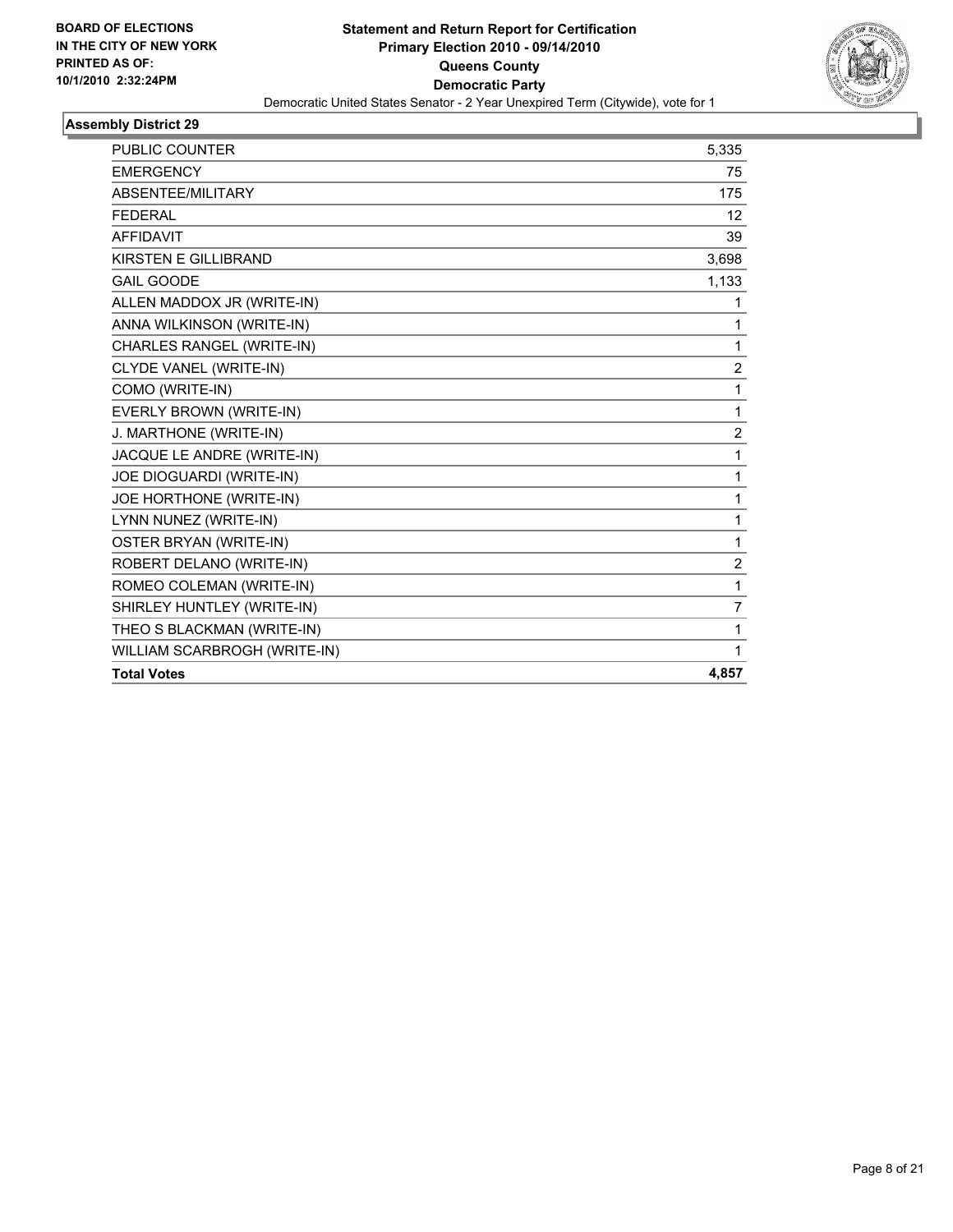**BOARD OF ELECTIONS IN THE CITY OF NEW YORK PRINTED AS OF: 10/1/2010 2:32:24PM**

# Statement and Return Report for Certification
## Primary Election 2010 - 09/14/2010
## Queens County
## Democratic Party

Democratic United States Senator - 2 Year Unexpired Term (Citywide), vote for 1

### Assembly District 29

| | |
|---|---|
| PUBLIC COUNTER | 5,335 |
| EMERGENCY | 75 |
| ABSENTEE/MILITARY | 175 |
| FEDERAL | 12 |
| AFFIDAVIT | 39 |
| KIRSTEN E GILLIBRAND | 3,698 |
| GAIL GOODE | 1,133 |
| ALLEN MADDOX JR (WRITE-IN) | 1 |
| ANNA WILKINSON (WRITE-IN) | 1 |
| CHARLES RANGEL (WRITE-IN) | 1 |
| CLYDE VANEL (WRITE-IN) | 2 |
| COMO (WRITE-IN) | 1 |
| EVERLY BROWN (WRITE-IN) | 1 |
| J. MARTHONE (WRITE-IN) | 2 |
| JACQUE LE ANDRE (WRITE-IN) | 1 |
| JOE DIOGUARDI (WRITE-IN) | 1 |
| JOE HORTHONE (WRITE-IN) | 1 |
| LYNN NUNEZ (WRITE-IN) | 1 |
| OSTER BRYAN (WRITE-IN) | 1 |
| ROBERT DELANO (WRITE-IN) | 2 |
| ROMEO COLEMAN (WRITE-IN) | 1 |
| SHIRLEY HUNTLEY (WRITE-IN) | 7 |
| THEO S BLACKMAN (WRITE-IN) | 1 |
| WILLIAM SCARBROGH (WRITE-IN) | 1 |
| **Total Votes** | **4,857** |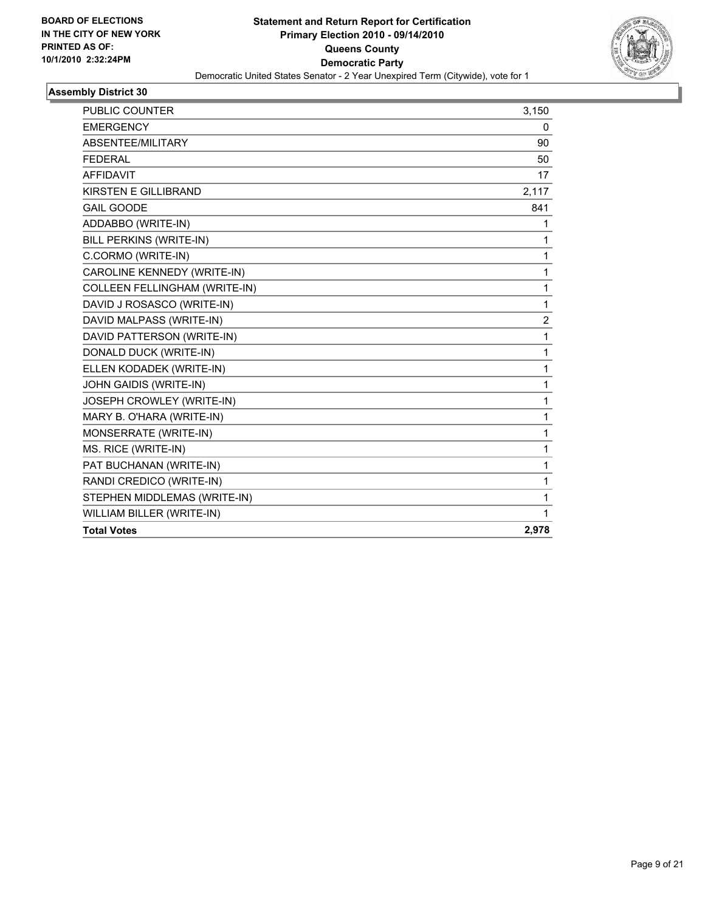BOARD OF ELECTIONS
IN THE CITY OF NEW YORK
PRINTED AS OF:
10/1/2010 2:32:24PM

**Statement and Return Report for Certification**
**Primary Election 2010 - 09/14/2010**
**Queens County**
**Democratic Party**
Democratic United States Senator - 2 Year Unexpired Term (Citywide), vote for 1

### Assembly District 30

| | |
|---|---|
| PUBLIC COUNTER | 3,150 |
| EMERGENCY | 0 |
| ABSENTEE/MILITARY | 90 |
| FEDERAL | 50 |
| AFFIDAVIT | 17 |
| KIRSTEN E GILLIBRAND | 2,117 |
| GAIL GOODE | 841 |
| ADDABBO (WRITE-IN) | 1 |
| BILL PERKINS (WRITE-IN) | 1 |
| C.CORMO (WRITE-IN) | 1 |
| CAROLINE KENNEDY (WRITE-IN) | 1 |
| COLLEEN FELLINGHAM (WRITE-IN) | 1 |
| DAVID J ROSASCO (WRITE-IN) | 1 |
| DAVID MALPASS (WRITE-IN) | 2 |
| DAVID PATTERSON (WRITE-IN) | 1 |
| DONALD DUCK (WRITE-IN) | 1 |
| ELLEN KODADEK (WRITE-IN) | 1 |
| JOHN GAIDIS (WRITE-IN) | 1 |
| JOSEPH CROWLEY (WRITE-IN) | 1 |
| MARY B. O'HARA (WRITE-IN) | 1 |
| MONSERRATE (WRITE-IN) | 1 |
| MS. RICE (WRITE-IN) | 1 |
| PAT BUCHANAN (WRITE-IN) | 1 |
| RANDI CREDICO (WRITE-IN) | 1 |
| STEPHEN MIDDLEMAS (WRITE-IN) | 1 |
| WILLIAM BILLER (WRITE-IN) | 1 |
| **Total Votes** | **2,978** |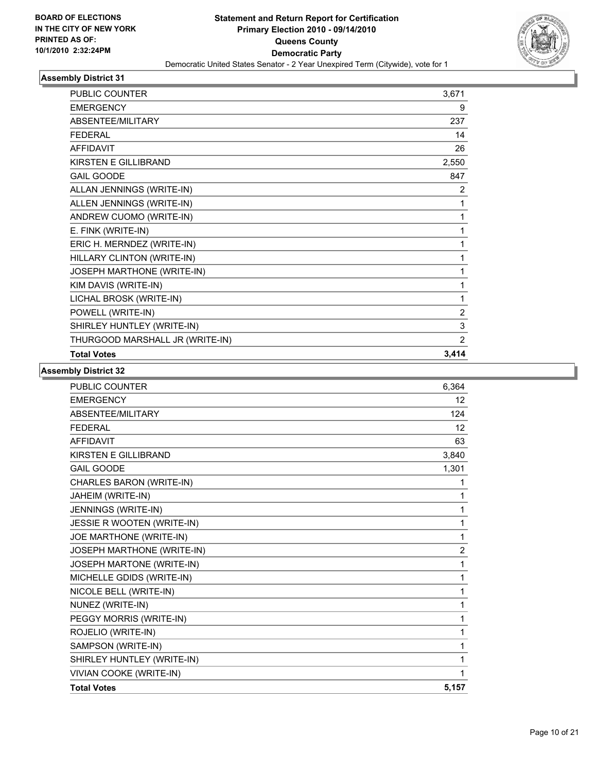BOARD OF ELECTIONS
IN THE CITY OF NEW YORK
PRINTED AS OF:
10/1/2010 2:32:24PM

**Statement and Return Report for Certification**
**Primary Election 2010 - 09/14/2010**
**Queens County**
**Democratic Party**
Democratic United States Senator - 2 Year Unexpired Term (Citywide), vote for 1

### Assembly District 31

| | |
|---|---|
| PUBLIC COUNTER | 3,671 |
| EMERGENCY | 9 |
| ABSENTEE/MILITARY | 237 |
| FEDERAL | 14 |
| AFFIDAVIT | 26 |
| KIRSTEN E GILLIBRAND | 2,550 |
| GAIL GOODE | 847 |
| ALLAN JENNINGS (WRITE-IN) | 2 |
| ALLEN JENNINGS (WRITE-IN) | 1 |
| ANDREW CUOMO (WRITE-IN) | 1 |
| E. FINK (WRITE-IN) | 1 |
| ERIC H. MERNDEZ (WRITE-IN) | 1 |
| HILLARY CLINTON (WRITE-IN) | 1 |
| JOSEPH MARTHONE (WRITE-IN) | 1 |
| KIM DAVIS (WRITE-IN) | 1 |
| LICHAL BROSK (WRITE-IN) | 1 |
| POWELL (WRITE-IN) | 2 |
| SHIRLEY HUNTLEY (WRITE-IN) | 3 |
| THURGOOD MARSHALL JR (WRITE-IN) | 2 |
| **Total Votes** | **3,414** |

### Assembly District 32

| | |
|---|---|
| PUBLIC COUNTER | 6,364 |
| EMERGENCY | 12 |
| ABSENTEE/MILITARY | 124 |
| FEDERAL | 12 |
| AFFIDAVIT | 63 |
| KIRSTEN E GILLIBRAND | 3,840 |
| GAIL GOODE | 1,301 |
| CHARLES BARON (WRITE-IN) | 1 |
| JAHEIM (WRITE-IN) | 1 |
| JENNINGS (WRITE-IN) | 1 |
| JESSIE R WOOTEN (WRITE-IN) | 1 |
| JOE MARTHONE (WRITE-IN) | 1 |
| JOSEPH MARTHONE (WRITE-IN) | 2 |
| JOSEPH MARTONE (WRITE-IN) | 1 |
| MICHELLE GDIDS (WRITE-IN) | 1 |
| NICOLE BELL (WRITE-IN) | 1 |
| NUNEZ (WRITE-IN) | 1 |
| PEGGY MORRIS (WRITE-IN) | 1 |
| ROJELIO (WRITE-IN) | 1 |
| SAMPSON (WRITE-IN) | 1 |
| SHIRLEY HUNTLEY (WRITE-IN) | 1 |
| VIVIAN COOKE (WRITE-IN) | 1 |
| **Total Votes** | **5,157** |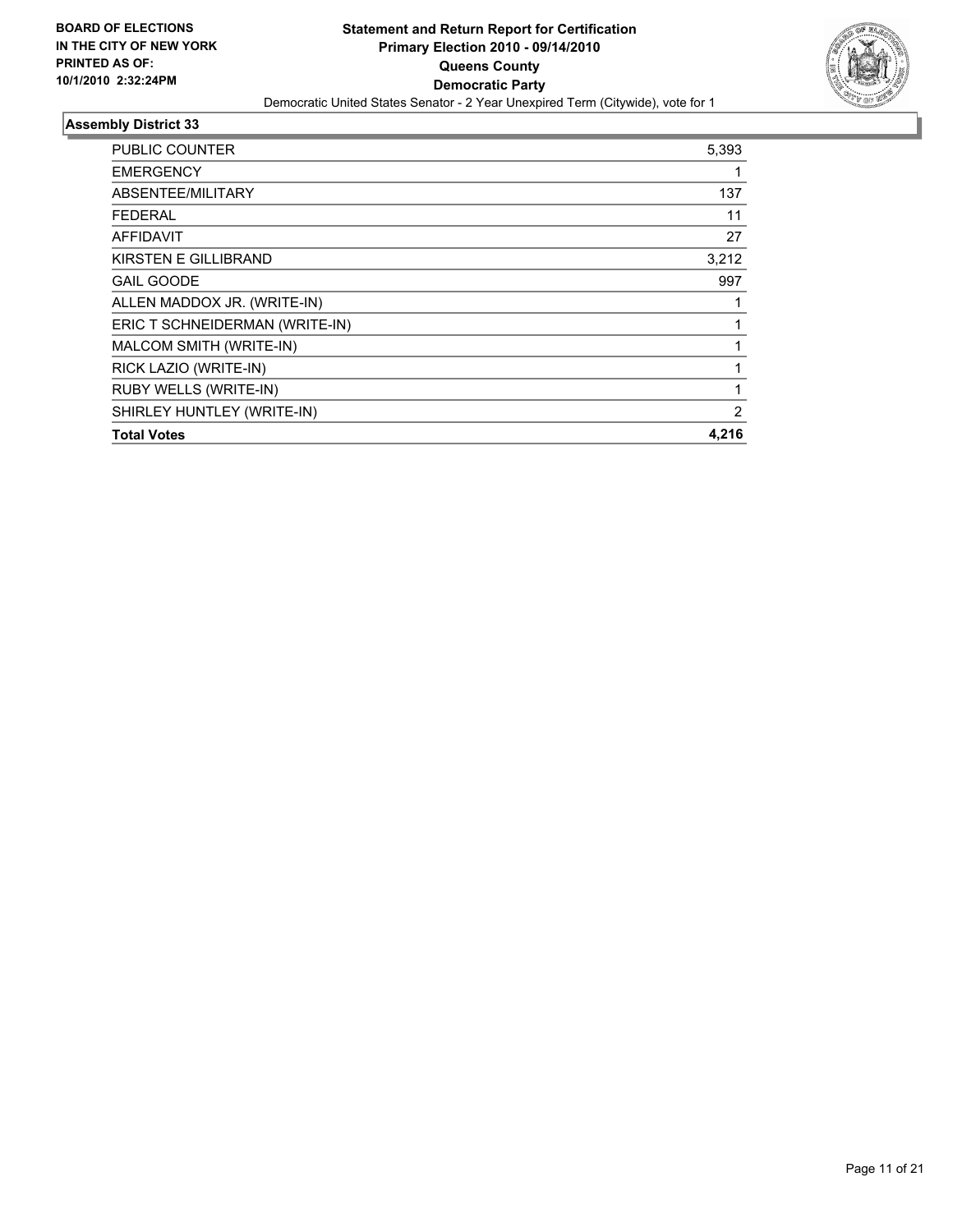**BOARD OF ELECTIONS IN THE CITY OF NEW YORK PRINTED AS OF: 10/1/2010 2:32:24PM**

**Statement and Return Report for Certification**
**Primary Election 2010 - 09/14/2010**
**Queens County**
**Democratic Party**
Democratic United States Senator - 2 Year Unexpired Term (Citywide), vote for 1

### Assembly District 33

| | |
|---|---|
| PUBLIC COUNTER | 5,393 |
| EMERGENCY | 1 |
| ABSENTEE/MILITARY | 137 |
| FEDERAL | 11 |
| AFFIDAVIT | 27 |
| KIRSTEN E GILLIBRAND | 3,212 |
| GAIL GOODE | 997 |
| ALLEN MADDOX JR. (WRITE-IN) | 1 |
| ERIC T SCHNEIDERMAN (WRITE-IN) | 1 |
| MALCOM SMITH (WRITE-IN) | 1 |
| RICK LAZIO (WRITE-IN) | 1 |
| RUBY WELLS (WRITE-IN) | 1 |
| SHIRLEY HUNTLEY (WRITE-IN) | 2 |
| **Total Votes** | **4,216** |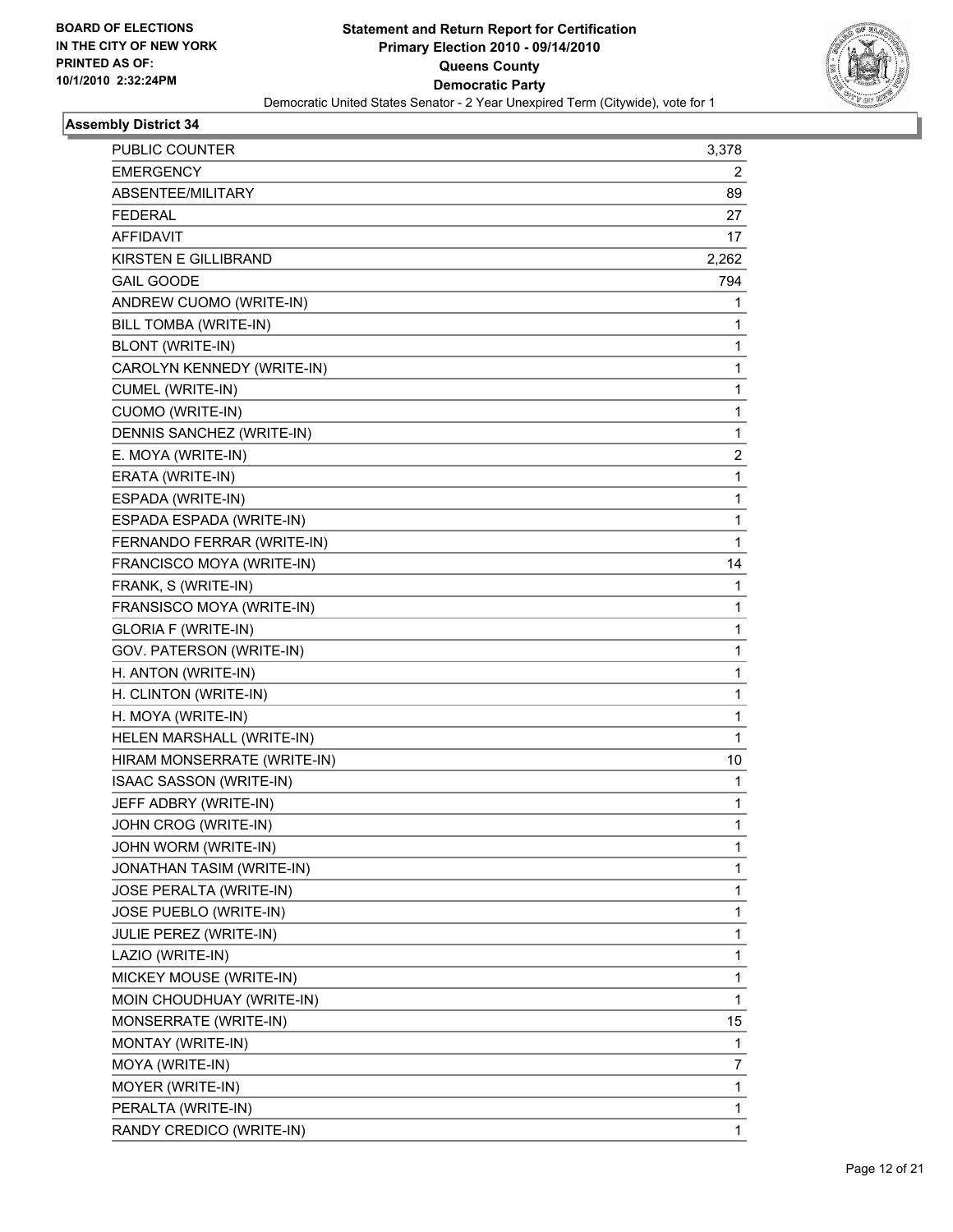BOARD OF ELECTIONS
IN THE CITY OF NEW YORK
PRINTED AS OF:
10/1/2010 2:32:24PM

# Statement and Return Report for Certification
## Primary Election 2010 - 09/14/2010
## Queens County
## Democratic Party
Democratic United States Senator - 2 Year Unexpired Term (Citywide), vote for 1

### Assembly District 34

| | |
|---|---|
| PUBLIC COUNTER | 3,378 |
| EMERGENCY | 2 |
| ABSENTEE/MILITARY | 89 |
| FEDERAL | 27 |
| AFFIDAVIT | 17 |
| KIRSTEN E GILLIBRAND | 2,262 |
| GAIL GOODE | 794 |
| ANDREW CUOMO (WRITE-IN) | 1 |
| BILL TOMBA (WRITE-IN) | 1 |
| BLONT (WRITE-IN) | 1 |
| CAROLYN KENNEDY (WRITE-IN) | 1 |
| CUMEL (WRITE-IN) | 1 |
| CUOMO (WRITE-IN) | 1 |
| DENNIS SANCHEZ (WRITE-IN) | 1 |
| E. MOYA (WRITE-IN) | 2 |
| ERATA (WRITE-IN) | 1 |
| ESPADA (WRITE-IN) | 1 |
| ESPADA ESPADA (WRITE-IN) | 1 |
| FERNANDO FERRAR (WRITE-IN) | 1 |
| FRANCISCO MOYA (WRITE-IN) | 14 |
| FRANK, S (WRITE-IN) | 1 |
| FRANSISCO MOYA (WRITE-IN) | 1 |
| GLORIA F (WRITE-IN) | 1 |
| GOV. PATERSON (WRITE-IN) | 1 |
| H. ANTON (WRITE-IN) | 1 |
| H. CLINTON (WRITE-IN) | 1 |
| H. MOYA (WRITE-IN) | 1 |
| HELEN MARSHALL (WRITE-IN) | 1 |
| HIRAM MONSERRATE (WRITE-IN) | 10 |
| ISAAC SASSON (WRITE-IN) | 1 |
| JEFF ADBRY (WRITE-IN) | 1 |
| JOHN CROG (WRITE-IN) | 1 |
| JOHN WORM (WRITE-IN) | 1 |
| JONATHAN TASIM (WRITE-IN) | 1 |
| JOSE PERALTA (WRITE-IN) | 1 |
| JOSE PUEBLO (WRITE-IN) | 1 |
| JULIE PEREZ (WRITE-IN) | 1 |
| LAZIO (WRITE-IN) | 1 |
| MICKEY MOUSE (WRITE-IN) | 1 |
| MOIN CHOUDHUAY (WRITE-IN) | 1 |
| MONSERRATE (WRITE-IN) | 15 |
| MONTAY (WRITE-IN) | 1 |
| MOYA (WRITE-IN) | 7 |
| MOYER (WRITE-IN) | 1 |
| PERALTA (WRITE-IN) | 1 |
| RANDY CREDICO (WRITE-IN) | 1 |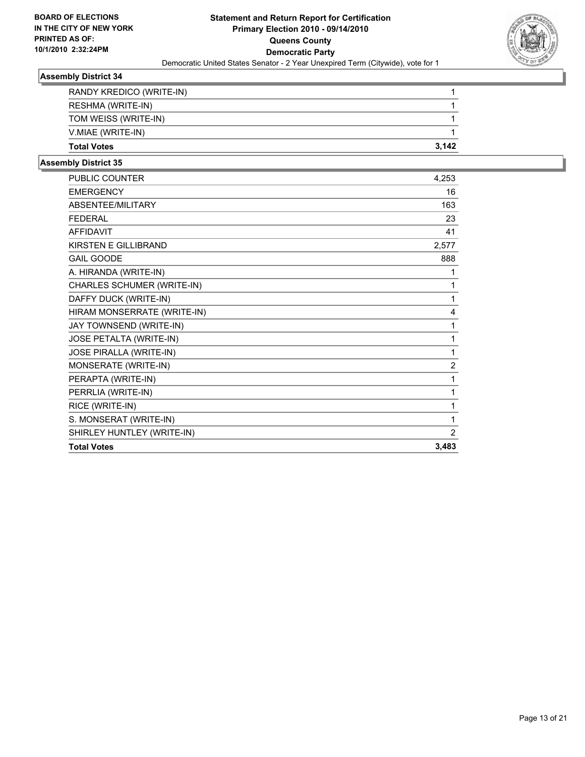BOARD OF ELECTIONS
IN THE CITY OF NEW YORK
PRINTED AS OF:
10/1/2010 2:32:24PM

**Statement and Return Report for Certification**
**Primary Election 2010 - 09/14/2010**
**Queens County**
**Democratic Party**
Democratic United States Senator - 2 Year Unexpired Term (Citywide), vote for 1

### Assembly District 34

| | |
|---|---|
| RANDY KREDICO (WRITE-IN) | 1 |
| RESHMA (WRITE-IN) | 1 |
| TOM WEISS (WRITE-IN) | 1 |
| V.MIAE (WRITE-IN) | 1 |
| **Total Votes** | **3,142** |

### Assembly District 35

| | |
|---|---|
| PUBLIC COUNTER | 4,253 |
| EMERGENCY | 16 |
| ABSENTEE/MILITARY | 163 |
| FEDERAL | 23 |
| AFFIDAVIT | 41 |
| KIRSTEN E GILLIBRAND | 2,577 |
| GAIL GOODE | 888 |
| A. HIRANDA (WRITE-IN) | 1 |
| CHARLES SCHUMER (WRITE-IN) | 1 |
| DAFFY DUCK (WRITE-IN) | 1 |
| HIRAM MONSERRATE (WRITE-IN) | 4 |
| JAY TOWNSEND (WRITE-IN) | 1 |
| JOSE PETALTA (WRITE-IN) | 1 |
| JOSE PIRALLA (WRITE-IN) | 1 |
| MONSERATE (WRITE-IN) | 2 |
| PERAPTA (WRITE-IN) | 1 |
| PERRLIA (WRITE-IN) | 1 |
| RICE (WRITE-IN) | 1 |
| S. MONSERAT (WRITE-IN) | 1 |
| SHIRLEY HUNTLEY (WRITE-IN) | 2 |
| **Total Votes** | **3,483** |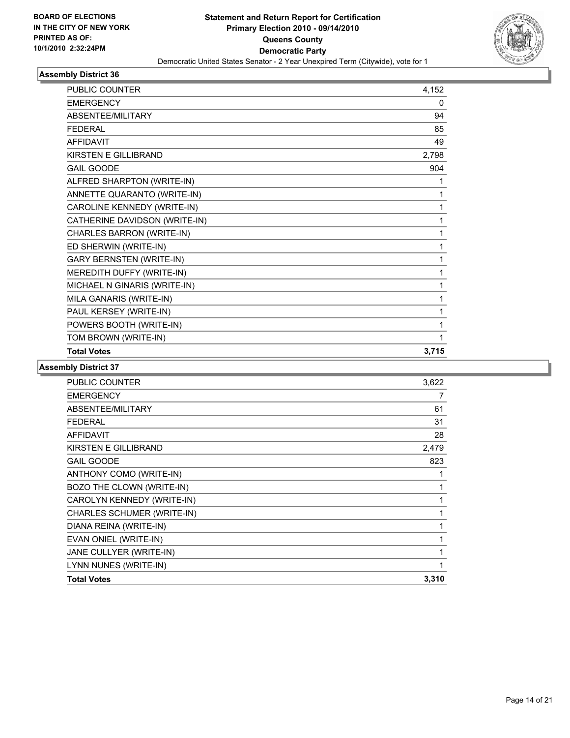BOARD OF ELECTIONS
IN THE CITY OF NEW YORK
PRINTED AS OF:
10/1/2010 2:32:24PM

**Statement and Return Report for Certification**
**Primary Election 2010 - 09/14/2010**
**Queens County**
**Democratic Party**
Democratic United States Senator - 2 Year Unexpired Term (Citywide), vote for 1

### Assembly District 36

| | |
|---|---|
| PUBLIC COUNTER | 4,152 |
| EMERGENCY | 0 |
| ABSENTEE/MILITARY | 94 |
| FEDERAL | 85 |
| AFFIDAVIT | 49 |
| KIRSTEN E GILLIBRAND | 2,798 |
| GAIL GOODE | 904 |
| ALFRED SHARPTON (WRITE-IN) | 1 |
| ANNETTE QUARANTO (WRITE-IN) | 1 |
| CAROLINE KENNEDY (WRITE-IN) | 1 |
| CATHERINE DAVIDSON (WRITE-IN) | 1 |
| CHARLES BARRON (WRITE-IN) | 1 |
| ED SHERWIN (WRITE-IN) | 1 |
| GARY BERNSTEN (WRITE-IN) | 1 |
| MEREDITH DUFFY (WRITE-IN) | 1 |
| MICHAEL N GINARIS (WRITE-IN) | 1 |
| MILA GANARIS (WRITE-IN) | 1 |
| PAUL KERSEY (WRITE-IN) | 1 |
| POWERS BOOTH (WRITE-IN) | 1 |
| TOM BROWN (WRITE-IN) | 1 |
| **Total Votes** | **3,715** |

### Assembly District 37

| | |
|---|---|
| PUBLIC COUNTER | 3,622 |
| EMERGENCY | 7 |
| ABSENTEE/MILITARY | 61 |
| FEDERAL | 31 |
| AFFIDAVIT | 28 |
| KIRSTEN E GILLIBRAND | 2,479 |
| GAIL GOODE | 823 |
| ANTHONY COMO (WRITE-IN) | 1 |
| BOZO THE CLOWN (WRITE-IN) | 1 |
| CAROLYN KENNEDY (WRITE-IN) | 1 |
| CHARLES SCHUMER (WRITE-IN) | 1 |
| DIANA REINA (WRITE-IN) | 1 |
| EVAN ONIEL (WRITE-IN) | 1 |
| JANE CULLYER (WRITE-IN) | 1 |
| LYNN NUNES (WRITE-IN) | 1 |
| **Total Votes** | **3,310** |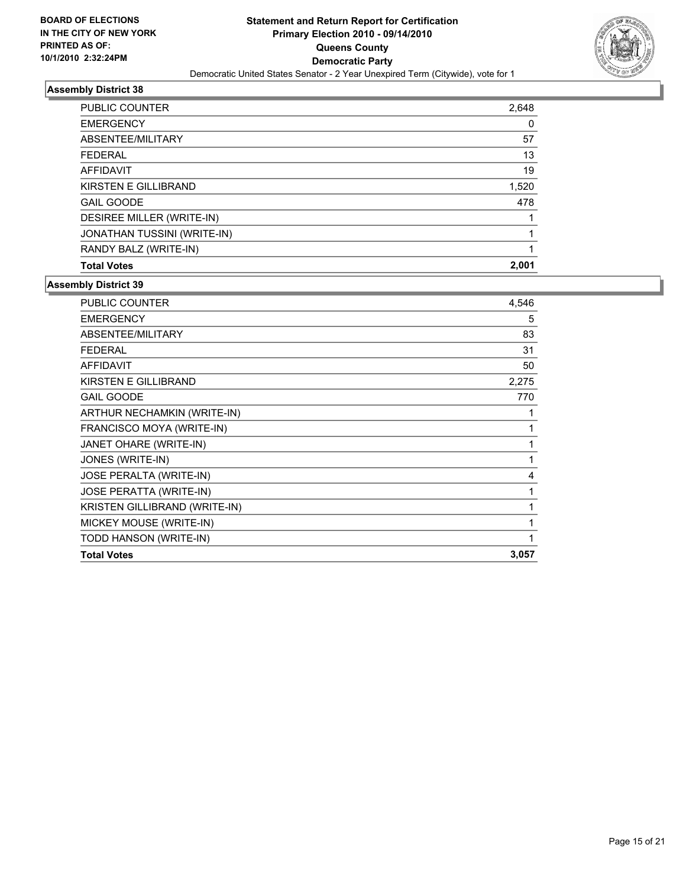BOARD OF ELECTIONS
IN THE CITY OF NEW YORK
PRINTED AS OF:
10/1/2010 2:32:24PM

**Statement and Return Report for Certification**
**Primary Election 2010 - 09/14/2010**
**Queens County**
**Democratic Party**
Democratic United States Senator - 2 Year Unexpired Term (Citywide), vote for 1

### Assembly District 38

| | |
|---|---|
| PUBLIC COUNTER | 2,648 |
| EMERGENCY | 0 |
| ABSENTEE/MILITARY | 57 |
| FEDERAL | 13 |
| AFFIDAVIT | 19 |
| KIRSTEN E GILLIBRAND | 1,520 |
| GAIL GOODE | 478 |
| DESIREE MILLER (WRITE-IN) | 1 |
| JONATHAN TUSSINI (WRITE-IN) | 1 |
| RANDY BALZ (WRITE-IN) | 1 |
| **Total Votes** | **2,001** |

### Assembly District 39

| | |
|---|---|
| PUBLIC COUNTER | 4,546 |
| EMERGENCY | 5 |
| ABSENTEE/MILITARY | 83 |
| FEDERAL | 31 |
| AFFIDAVIT | 50 |
| KIRSTEN E GILLIBRAND | 2,275 |
| GAIL GOODE | 770 |
| ARTHUR NECHAMKIN (WRITE-IN) | 1 |
| FRANCISCO MOYA (WRITE-IN) | 1 |
| JANET OHARE (WRITE-IN) | 1 |
| JONES (WRITE-IN) | 1 |
| JOSE PERALTA (WRITE-IN) | 4 |
| JOSE PERATTA (WRITE-IN) | 1 |
| KRISTEN GILLIBRAND (WRITE-IN) | 1 |
| MICKEY MOUSE (WRITE-IN) | 1 |
| TODD HANSON (WRITE-IN) | 1 |
| **Total Votes** | **3,057** |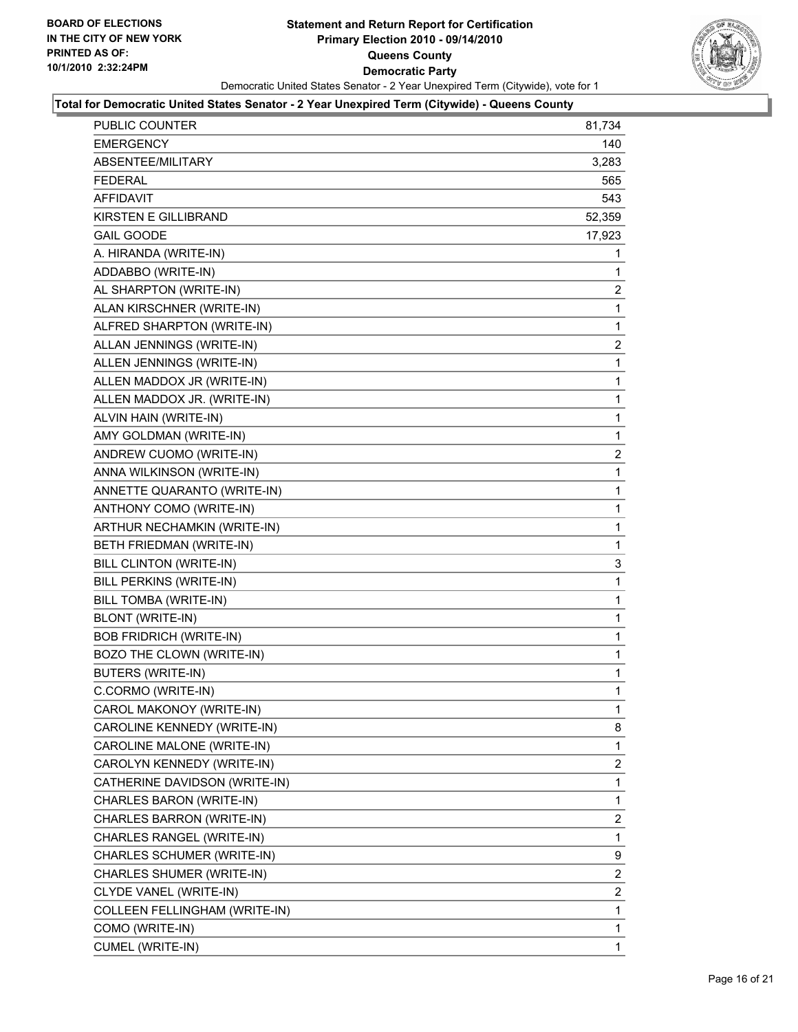**BOARD OF ELECTIONS IN THE CITY OF NEW YORK PRINTED AS OF: 10/1/2010 2:32:24PM**

# Statement and Return Report for Certification
## Primary Election 2010 - 09/14/2010
## Queens County
## Democratic Party

Democratic United States Senator - 2 Year Unexpired Term (Citywide), vote for 1

**Total for Democratic United States Senator - 2 Year Unexpired Term (Citywide) - Queens County**

| | |
|---|---|
| PUBLIC COUNTER | 81,734 |
| EMERGENCY | 140 |
| ABSENTEE/MILITARY | 3,283 |
| FEDERAL | 565 |
| AFFIDAVIT | 543 |
| KIRSTEN E GILLIBRAND | 52,359 |
| GAIL GOODE | 17,923 |
| A. HIRANDA (WRITE-IN) | 1 |
| ADDABBO (WRITE-IN) | 1 |
| AL SHARPTON (WRITE-IN) | 2 |
| ALAN KIRSCHNER (WRITE-IN) | 1 |
| ALFRED SHARPTON (WRITE-IN) | 1 |
| ALLAN JENNINGS (WRITE-IN) | 2 |
| ALLEN JENNINGS (WRITE-IN) | 1 |
| ALLEN MADDOX JR (WRITE-IN) | 1 |
| ALLEN MADDOX JR. (WRITE-IN) | 1 |
| ALVIN HAIN (WRITE-IN) | 1 |
| AMY GOLDMAN (WRITE-IN) | 1 |
| ANDREW CUOMO (WRITE-IN) | 2 |
| ANNA WILKINSON (WRITE-IN) | 1 |
| ANNETTE QUARANTO (WRITE-IN) | 1 |
| ANTHONY COMO (WRITE-IN) | 1 |
| ARTHUR NECHAMKIN (WRITE-IN) | 1 |
| BETH FRIEDMAN (WRITE-IN) | 1 |
| BILL CLINTON (WRITE-IN) | 3 |
| BILL PERKINS (WRITE-IN) | 1 |
| BILL TOMBA (WRITE-IN) | 1 |
| BLONT (WRITE-IN) | 1 |
| BOB FRIDRICH (WRITE-IN) | 1 |
| BOZO THE CLOWN (WRITE-IN) | 1 |
| BUTERS (WRITE-IN) | 1 |
| C.CORMO (WRITE-IN) | 1 |
| CAROL MAKONOY (WRITE-IN) | 1 |
| CAROLINE KENNEDY (WRITE-IN) | 8 |
| CAROLINE MALONE (WRITE-IN) | 1 |
| CAROLYN KENNEDY (WRITE-IN) | 2 |
| CATHERINE DAVIDSON (WRITE-IN) | 1 |
| CHARLES BARON (WRITE-IN) | 1 |
| CHARLES BARRON (WRITE-IN) | 2 |
| CHARLES RANGEL (WRITE-IN) | 1 |
| CHARLES SCHUMER (WRITE-IN) | 9 |
| CHARLES SHUMER (WRITE-IN) | 2 |
| CLYDE VANEL (WRITE-IN) | 2 |
| COLLEEN FELLINGHAM (WRITE-IN) | 1 |
| COMO (WRITE-IN) | 1 |
| CUMEL (WRITE-IN) | 1 |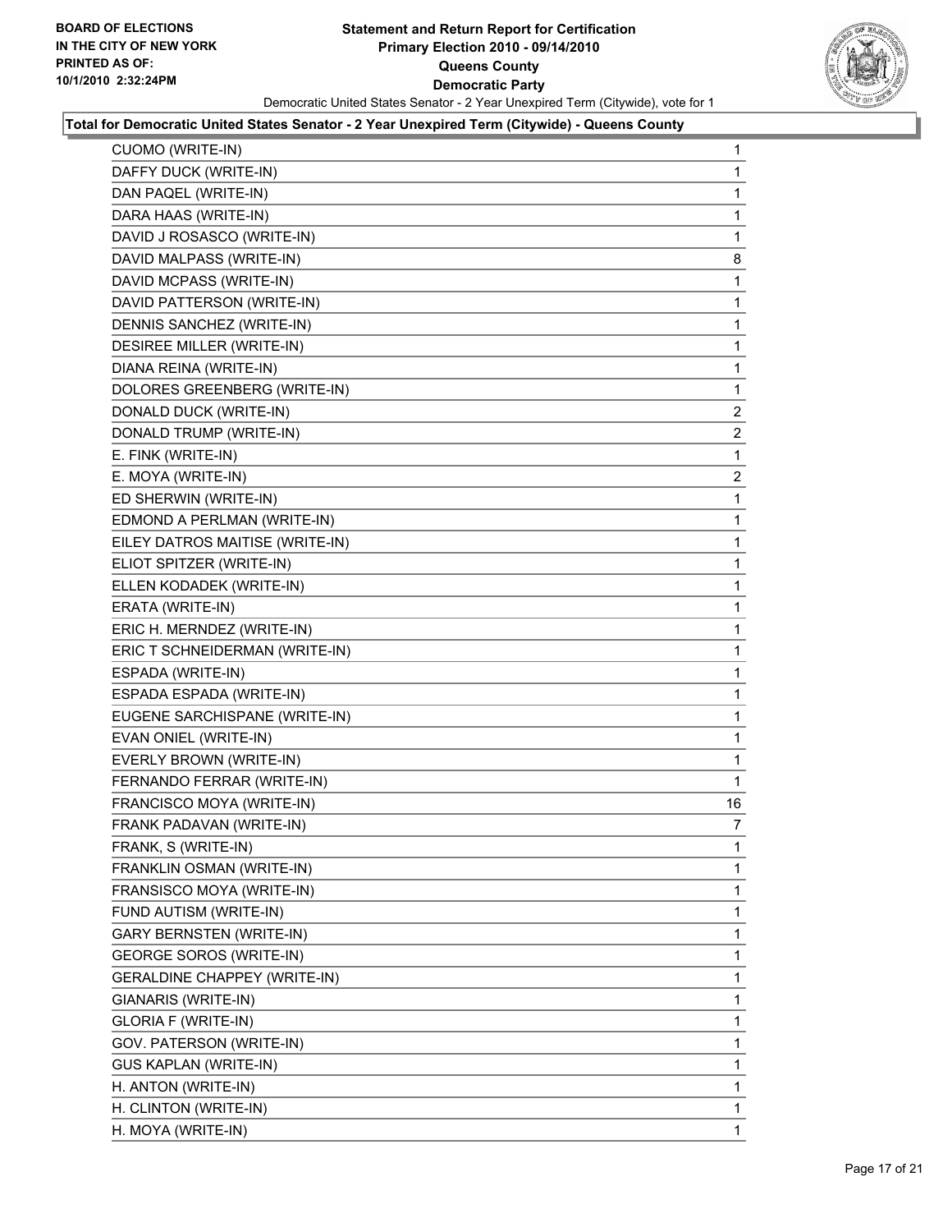**BOARD OF ELECTIONS IN THE CITY OF NEW YORK PRINTED AS OF: 10/1/2010 2:32:24PM**

# Statement and Return Report for Certification
## Primary Election 2010 - 09/14/2010
## Queens County
## Democratic Party

Democratic United States Senator - 2 Year Unexpired Term (Citywide), vote for 1

**Total for Democratic United States Senator - 2 Year Unexpired Term (Citywide) - Queens County**

| | |
|---|---|
| CUOMO (WRITE-IN) | 1 |
| DAFFY DUCK (WRITE-IN) | 1 |
| DAN PAQEL (WRITE-IN) | 1 |
| DARA HAAS (WRITE-IN) | 1 |
| DAVID J ROSASCO (WRITE-IN) | 1 |
| DAVID MALPASS (WRITE-IN) | 8 |
| DAVID MCPASS (WRITE-IN) | 1 |
| DAVID PATTERSON (WRITE-IN) | 1 |
| DENNIS SANCHEZ (WRITE-IN) | 1 |
| DESIREE MILLER (WRITE-IN) | 1 |
| DIANA REINA (WRITE-IN) | 1 |
| DOLORES GREENBERG (WRITE-IN) | 1 |
| DONALD DUCK (WRITE-IN) | 2 |
| DONALD TRUMP (WRITE-IN) | 2 |
| E. FINK (WRITE-IN) | 1 |
| E. MOYA (WRITE-IN) | 2 |
| ED SHERWIN (WRITE-IN) | 1 |
| EDMOND A PERLMAN (WRITE-IN) | 1 |
| EILEY DATROS MAITISE (WRITE-IN) | 1 |
| ELIOT SPITZER (WRITE-IN) | 1 |
| ELLEN KODADEK (WRITE-IN) | 1 |
| ERATA (WRITE-IN) | 1 |
| ERIC H. MERNDEZ (WRITE-IN) | 1 |
| ERIC T SCHNEIDERMAN (WRITE-IN) | 1 |
| ESPADA (WRITE-IN) | 1 |
| ESPADA ESPADA (WRITE-IN) | 1 |
| EUGENE SARCHISPANE (WRITE-IN) | 1 |
| EVAN ONIEL (WRITE-IN) | 1 |
| EVERLY BROWN (WRITE-IN) | 1 |
| FERNANDO FERRAR (WRITE-IN) | 1 |
| FRANCISCO MOYA (WRITE-IN) | 16 |
| FRANK PADAVAN (WRITE-IN) | 7 |
| FRANK, S (WRITE-IN) | 1 |
| FRANKLIN OSMAN (WRITE-IN) | 1 |
| FRANSISCO MOYA (WRITE-IN) | 1 |
| FUND AUTISM (WRITE-IN) | 1 |
| GARY BERNSTEN (WRITE-IN) | 1 |
| GEORGE SOROS (WRITE-IN) | 1 |
| GERALDINE CHAPPEY (WRITE-IN) | 1 |
| GIANARIS (WRITE-IN) | 1 |
| GLORIA F (WRITE-IN) | 1 |
| GOV. PATERSON (WRITE-IN) | 1 |
| GUS KAPLAN (WRITE-IN) | 1 |
| H. ANTON (WRITE-IN) | 1 |
| H. CLINTON (WRITE-IN) | 1 |
| H. MOYA (WRITE-IN) | 1 |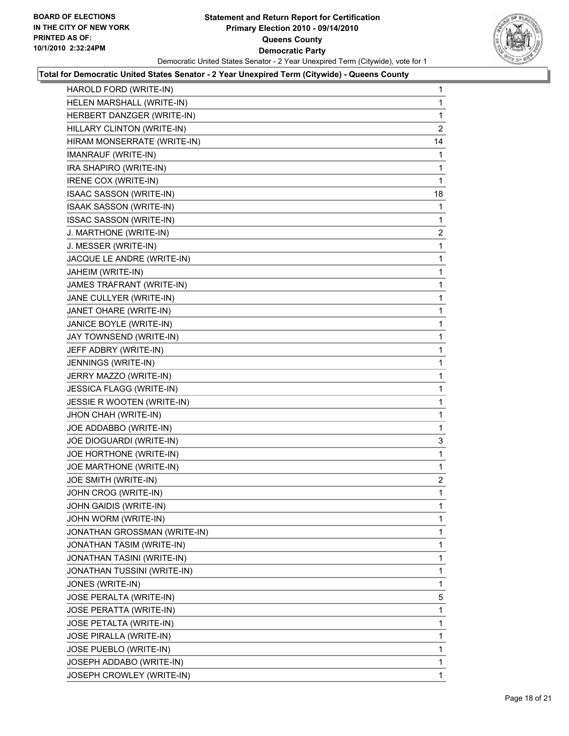**BOARD OF ELECTIONS IN THE CITY OF NEW YORK PRINTED AS OF: 10/1/2010 2:32:24PM**

# Statement and Return Report for Certification
## Primary Election 2010 - 09/14/2010
## Queens County
## Democratic Party

Democratic United States Senator - 2 Year Unexpired Term (Citywide), vote for 1

**Total for Democratic United States Senator - 2 Year Unexpired Term (Citywide) - Queens County**

| | |
|---|---|
| HAROLD FORD (WRITE-IN) | 1 |
| HELEN MARSHALL (WRITE-IN) | 1 |
| HERBERT DANZGER (WRITE-IN) | 1 |
| HILLARY CLINTON (WRITE-IN) | 2 |
| HIRAM MONSERRATE (WRITE-IN) | 14 |
| IMANRAUF (WRITE-IN) | 1 |
| IRA SHAPIRO (WRITE-IN) | 1 |
| IRENE COX (WRITE-IN) | 1 |
| ISAAC SASSON (WRITE-IN) | 18 |
| ISAAK SASSON (WRITE-IN) | 1 |
| ISSAC SASSON (WRITE-IN) | 1 |
| J. MARTHONE (WRITE-IN) | 2 |
| J. MESSER (WRITE-IN) | 1 |
| JACQUE LE ANDRE (WRITE-IN) | 1 |
| JAHEIM (WRITE-IN) | 1 |
| JAMES TRAFRANT (WRITE-IN) | 1 |
| JANE CULLYER (WRITE-IN) | 1 |
| JANET OHARE (WRITE-IN) | 1 |
| JANICE BOYLE (WRITE-IN) | 1 |
| JAY TOWNSEND (WRITE-IN) | 1 |
| JEFF ADBRY (WRITE-IN) | 1 |
| JENNINGS (WRITE-IN) | 1 |
| JERRY MAZZO (WRITE-IN) | 1 |
| JESSICA FLAGG (WRITE-IN) | 1 |
| JESSIE R WOOTEN (WRITE-IN) | 1 |
| JHON CHAH (WRITE-IN) | 1 |
| JOE ADDABBO (WRITE-IN) | 1 |
| JOE DIOGUARDI (WRITE-IN) | 3 |
| JOE HORTHONE (WRITE-IN) | 1 |
| JOE MARTHONE (WRITE-IN) | 1 |
| JOE SMITH (WRITE-IN) | 2 |
| JOHN CROG (WRITE-IN) | 1 |
| JOHN GAIDIS (WRITE-IN) | 1 |
| JOHN WORM (WRITE-IN) | 1 |
| JONATHAN GROSSMAN (WRITE-IN) | 1 |
| JONATHAN TASIM (WRITE-IN) | 1 |
| JONATHAN TASINI (WRITE-IN) | 1 |
| JONATHAN TUSSINI (WRITE-IN) | 1 |
| JONES (WRITE-IN) | 1 |
| JOSE PERALTA (WRITE-IN) | 5 |
| JOSE PERATTA (WRITE-IN) | 1 |
| JOSE PETALTA (WRITE-IN) | 1 |
| JOSE PIRALLA (WRITE-IN) | 1 |
| JOSE PUEBLO (WRITE-IN) | 1 |
| JOSEPH ADDABO (WRITE-IN) | 1 |
| JOSEPH CROWLEY (WRITE-IN) | 1 |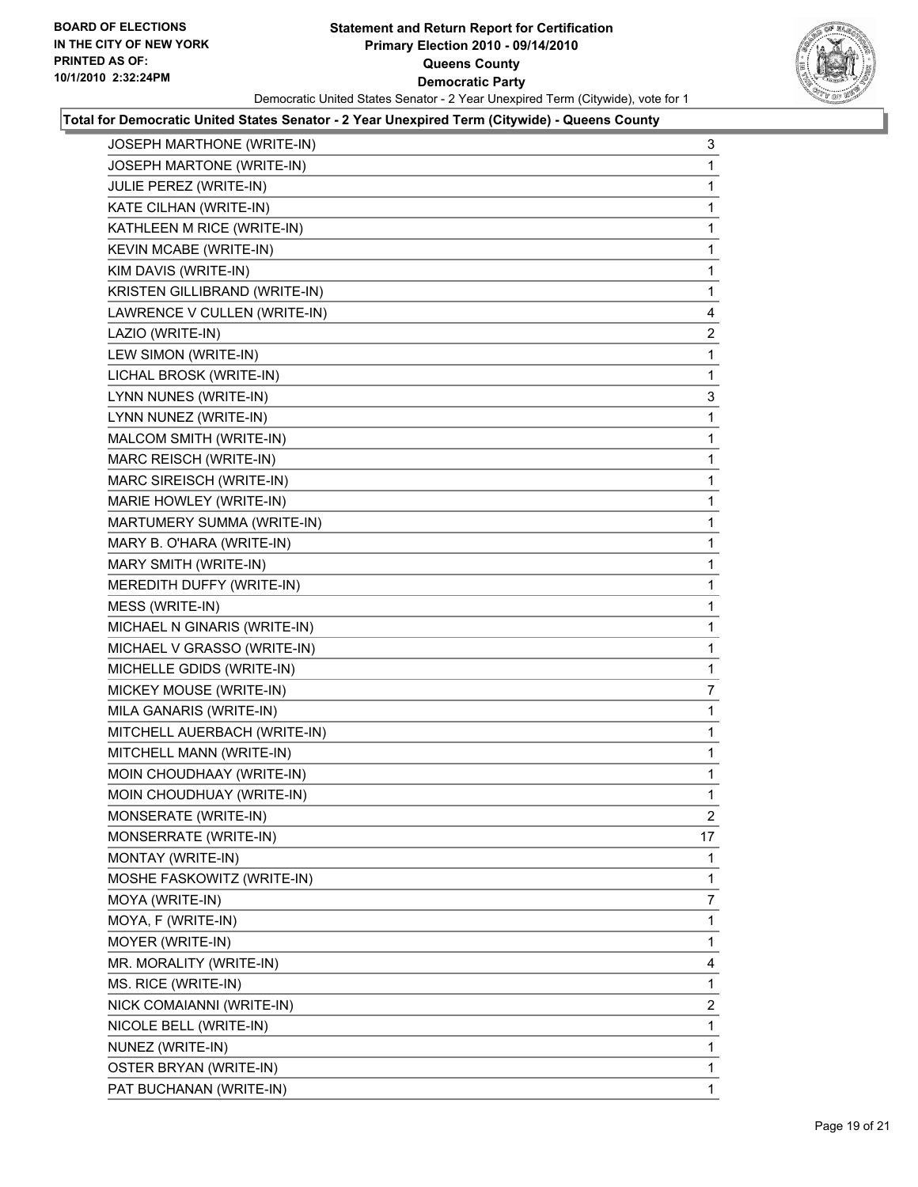**BOARD OF ELECTIONS IN THE CITY OF NEW YORK PRINTED AS OF: 10/1/2010 2:32:24PM**

# Statement and Return Report for Certification
## Primary Election 2010 - 09/14/2010
## Queens County
## Democratic Party

Democratic United States Senator - 2 Year Unexpired Term (Citywide), vote for 1

**Total for Democratic United States Senator - 2 Year Unexpired Term (Citywide) - Queens County**

| Candidate | Votes |
|---|---|
| JOSEPH MARTHONE (WRITE-IN) | 3 |
| JOSEPH MARTONE (WRITE-IN) | 1 |
| JULIE PEREZ (WRITE-IN) | 1 |
| KATE CILHAN (WRITE-IN) | 1 |
| KATHLEEN M RICE (WRITE-IN) | 1 |
| KEVIN MCABE (WRITE-IN) | 1 |
| KIM DAVIS (WRITE-IN) | 1 |
| KRISTEN GILLIBRAND (WRITE-IN) | 1 |
| LAWRENCE V CULLEN (WRITE-IN) | 4 |
| LAZIO (WRITE-IN) | 2 |
| LEW SIMON (WRITE-IN) | 1 |
| LICHAL BROSK (WRITE-IN) | 1 |
| LYNN NUNES (WRITE-IN) | 3 |
| LYNN NUNEZ (WRITE-IN) | 1 |
| MALCOM SMITH (WRITE-IN) | 1 |
| MARC REISCH (WRITE-IN) | 1 |
| MARC SIREISCH (WRITE-IN) | 1 |
| MARIE HOWLEY (WRITE-IN) | 1 |
| MARTUMERY SUMMA (WRITE-IN) | 1 |
| MARY B. O'HARA (WRITE-IN) | 1 |
| MARY SMITH (WRITE-IN) | 1 |
| MEREDITH DUFFY (WRITE-IN) | 1 |
| MESS (WRITE-IN) | 1 |
| MICHAEL N GINARIS (WRITE-IN) | 1 |
| MICHAEL V GRASSO (WRITE-IN) | 1 |
| MICHELLE GDIDS (WRITE-IN) | 1 |
| MICKEY MOUSE (WRITE-IN) | 7 |
| MILA GANARIS (WRITE-IN) | 1 |
| MITCHELL AUERBACH (WRITE-IN) | 1 |
| MITCHELL MANN (WRITE-IN) | 1 |
| MOIN CHOUDHAAY (WRITE-IN) | 1 |
| MOIN CHOUDHUAY (WRITE-IN) | 1 |
| MONSERATE (WRITE-IN) | 2 |
| MONSERRATE (WRITE-IN) | 17 |
| MONTAY (WRITE-IN) | 1 |
| MOSHE FASKOWITZ (WRITE-IN) | 1 |
| MOYA (WRITE-IN) | 7 |
| MOYA, F (WRITE-IN) | 1 |
| MOYER (WRITE-IN) | 1 |
| MR. MORALITY (WRITE-IN) | 4 |
| MS. RICE (WRITE-IN) | 1 |
| NICK COMAIANNI (WRITE-IN) | 2 |
| NICOLE BELL (WRITE-IN) | 1 |
| NUNEZ (WRITE-IN) | 1 |
| OSTER BRYAN (WRITE-IN) | 1 |
| PAT BUCHANAN (WRITE-IN) | 1 |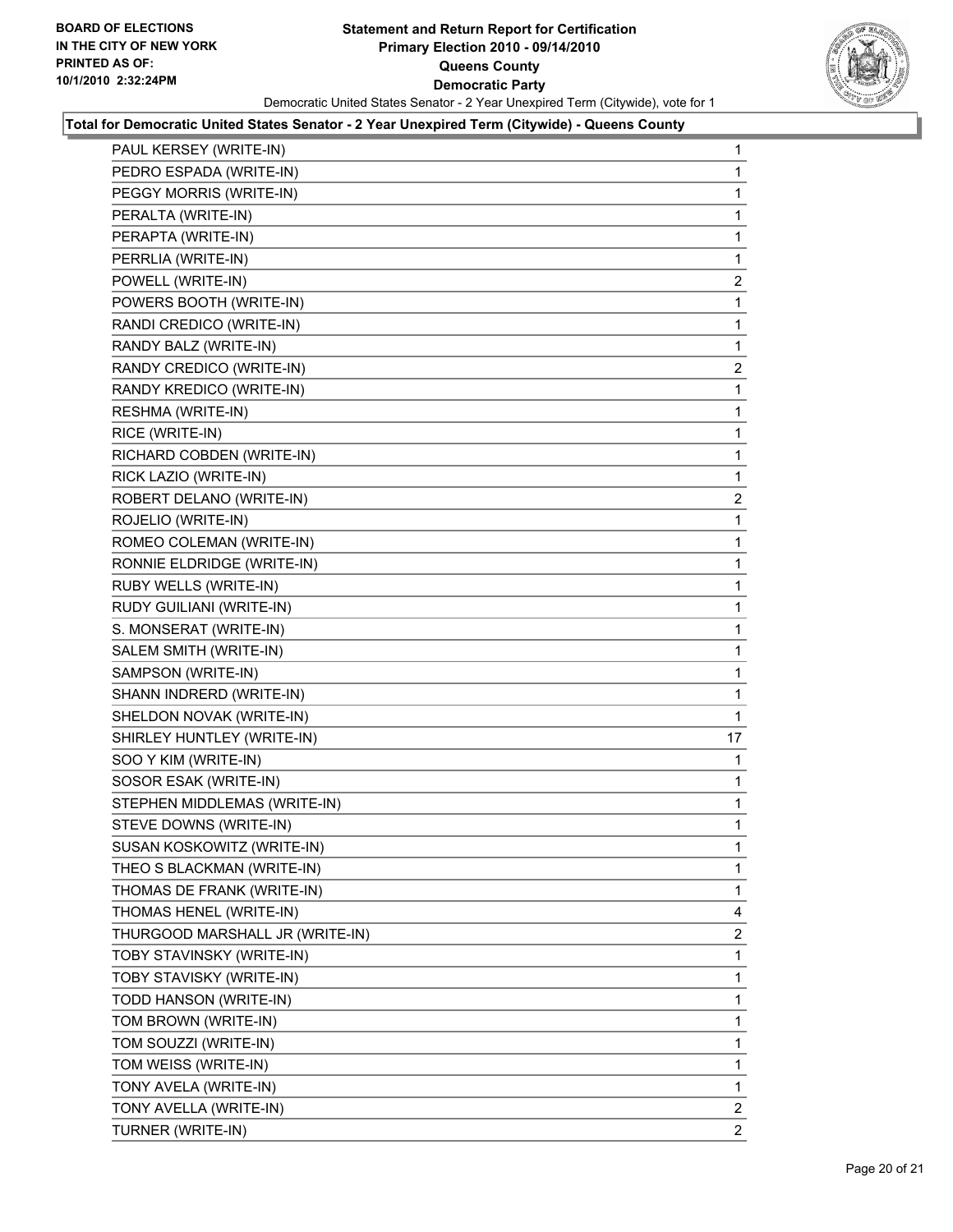BOARD OF ELECTIONS
IN THE CITY OF NEW YORK
PRINTED AS OF:
10/1/2010 2:32:24PM

**Statement and Return Report for Certification**
**Primary Election 2010 - 09/14/2010**
**Queens County**
**Democratic Party**
Democratic United States Senator - 2 Year Unexpired Term (Citywide), vote for 1

**Total for Democratic United States Senator - 2 Year Unexpired Term (Citywide) - Queens County**

| Candidate | Votes |
|---|---|
| PAUL KERSEY (WRITE-IN) | 1 |
| PEDRO ESPADA (WRITE-IN) | 1 |
| PEGGY MORRIS (WRITE-IN) | 1 |
| PERALTA (WRITE-IN) | 1 |
| PERAPTA (WRITE-IN) | 1 |
| PERRLIA (WRITE-IN) | 1 |
| POWELL (WRITE-IN) | 2 |
| POWERS BOOTH (WRITE-IN) | 1 |
| RANDI CREDICO (WRITE-IN) | 1 |
| RANDY BALZ (WRITE-IN) | 1 |
| RANDY CREDICO (WRITE-IN) | 2 |
| RANDY KREDICO (WRITE-IN) | 1 |
| RESHMA (WRITE-IN) | 1 |
| RICE (WRITE-IN) | 1 |
| RICHARD COBDEN (WRITE-IN) | 1 |
| RICK LAZIO (WRITE-IN) | 1 |
| ROBERT DELANO (WRITE-IN) | 2 |
| ROJELIO (WRITE-IN) | 1 |
| ROMEO COLEMAN (WRITE-IN) | 1 |
| RONNIE ELDRIDGE (WRITE-IN) | 1 |
| RUBY WELLS (WRITE-IN) | 1 |
| RUDY GUILIANI (WRITE-IN) | 1 |
| S. MONSERAT (WRITE-IN) | 1 |
| SALEM SMITH (WRITE-IN) | 1 |
| SAMPSON (WRITE-IN) | 1 |
| SHANN INDRERD (WRITE-IN) | 1 |
| SHELDON NOVAK (WRITE-IN) | 1 |
| SHIRLEY HUNTLEY (WRITE-IN) | 17 |
| SOO Y KIM (WRITE-IN) | 1 |
| SOSOR ESAK (WRITE-IN) | 1 |
| STEPHEN MIDDLEMAS (WRITE-IN) | 1 |
| STEVE DOWNS (WRITE-IN) | 1 |
| SUSAN KOSKOWITZ (WRITE-IN) | 1 |
| THEO S BLACKMAN (WRITE-IN) | 1 |
| THOMAS DE FRANK (WRITE-IN) | 1 |
| THOMAS HENEL (WRITE-IN) | 4 |
| THURGOOD MARSHALL JR (WRITE-IN) | 2 |
| TOBY STAVINSKY (WRITE-IN) | 1 |
| TOBY STAVISKY (WRITE-IN) | 1 |
| TODD HANSON (WRITE-IN) | 1 |
| TOM BROWN (WRITE-IN) | 1 |
| TOM SOUZZI (WRITE-IN) | 1 |
| TOM WEISS (WRITE-IN) | 1 |
| TONY AVELA (WRITE-IN) | 1 |
| TONY AVELLA (WRITE-IN) | 2 |
| TURNER (WRITE-IN) | 2 |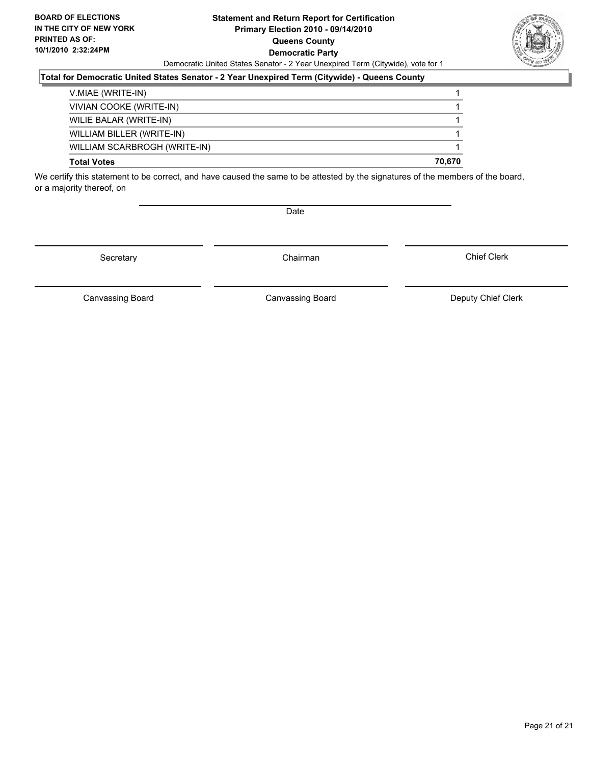**BOARD OF ELECTIONS IN THE CITY OF NEW YORK PRINTED AS OF: 10/1/2010 2:32:24PM**

**Statement and Return Report for Certification**
**Primary Election 2010 - 09/14/2010**
**Queens County**
**Democratic Party**

Democratic United States Senator - 2 Year Unexpired Term (Citywide), vote for 1

**Total for Democratic United States Senator - 2 Year Unexpired Term (Citywide) - Queens County**

| | |
|---|---|
| V.MIAE (WRITE-IN) | 1 |
| VIVIAN COOKE (WRITE-IN) | 1 |
| WILIE BALAR (WRITE-IN) | 1 |
| WILLIAM BILLER (WRITE-IN) | 1 |
| WILLIAM SCARBROGH (WRITE-IN) | 1 |
| **Total Votes** | **70,670** |

We certify this statement to be correct, and have caused the same to be attested by the signatures of the members of the board, or a majority thereof, on

Date

Secretary

Chairman

Chief Clerk

Canvassing Board

Canvassing Board

Deputy Chief Clerk